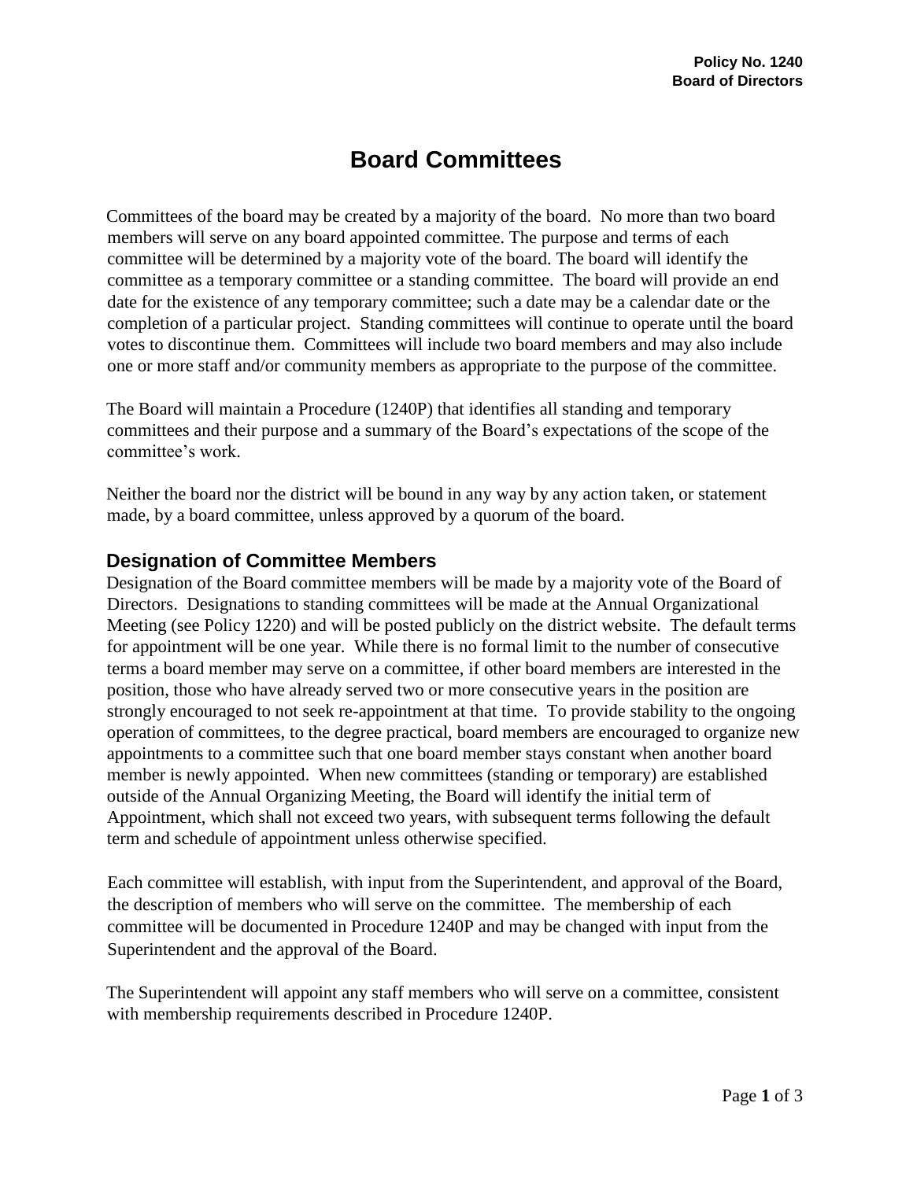**Policy No. 1240**
**Board of Directors**

# Board Committees

Committees of the board may be created by a majority of the board. No more than two board members will serve on any board appointed committee. The purpose and terms of each committee will be determined by a majority vote of the board. The board will identify the committee as a temporary committee or a standing committee. The board will provide an end date for the existence of any temporary committee; such a date may be a calendar date or the completion of a particular project. Standing committees will continue to operate until the board votes to discontinue them. Committees will include two board members and may also include one or more staff and/or community members as appropriate to the purpose of the committee.

The Board will maintain a Procedure (1240P) that identifies all standing and temporary committees and their purpose and a summary of the Board's expectations of the scope of the committee's work.

Neither the board nor the district will be bound in any way by any action taken, or statement made, by a board committee, unless approved by a quorum of the board.

## Designation of Committee Members

Designation of the Board committee members will be made by a majority vote of the Board of Directors. Designations to standing committees will be made at the Annual Organizational Meeting (see Policy 1220) and will be posted publicly on the district website. The default terms for appointment will be one year. While there is no formal limit to the number of consecutive terms a board member may serve on a committee, if other board members are interested in the position, those who have already served two or more consecutive years in the position are strongly encouraged to not seek re-appointment at that time. To provide stability to the ongoing operation of committees, to the degree practical, board members are encouraged to organize new appointments to a committee such that one board member stays constant when another board member is newly appointed. When new committees (standing or temporary) are established outside of the Annual Organizing Meeting, the Board will identify the initial term of Appointment, which shall not exceed two years, with subsequent terms following the default term and schedule of appointment unless otherwise specified.

Each committee will establish, with input from the Superintendent, and approval of the Board, the description of members who will serve on the committee. The membership of each committee will be documented in Procedure 1240P and may be changed with input from the Superintendent and the approval of the Board.

The Superintendent will appoint any staff members who will serve on a committee, consistent with membership requirements described in Procedure 1240P.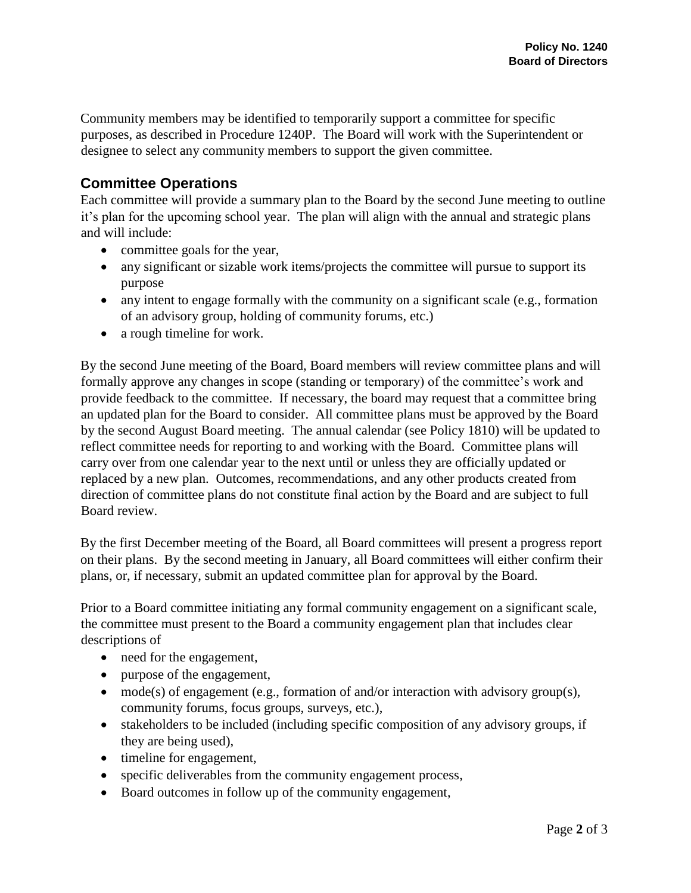Community members may be identified to temporarily support a committee for specific purposes, as described in Procedure 1240P. The Board will work with the Superintendent or designee to select any community members to support the given committee.

## Committee Operations

Each committee will provide a summary plan to the Board by the second June meeting to outline it's plan for the upcoming school year. The plan will align with the annual and strategic plans and will include:

- committee goals for the year,
- any significant or sizable work items/projects the committee will pursue to support its purpose
- any intent to engage formally with the community on a significant scale (e.g., formation of an advisory group, holding of community forums, etc.)
- a rough timeline for work.

By the second June meeting of the Board, Board members will review committee plans and will formally approve any changes in scope (standing or temporary) of the committee's work and provide feedback to the committee. If necessary, the board may request that a committee bring an updated plan for the Board to consider. All committee plans must be approved by the Board by the second August Board meeting. The annual calendar (see Policy 1810) will be updated to reflect committee needs for reporting to and working with the Board. Committee plans will carry over from one calendar year to the next until or unless they are officially updated or replaced by a new plan. Outcomes, recommendations, and any other products created from direction of committee plans do not constitute final action by the Board and are subject to full Board review.

By the first December meeting of the Board, all Board committees will present a progress report on their plans. By the second meeting in January, all Board committees will either confirm their plans, or, if necessary, submit an updated committee plan for approval by the Board.

Prior to a Board committee initiating any formal community engagement on a significant scale, the committee must present to the Board a community engagement plan that includes clear descriptions of

- need for the engagement,
- purpose of the engagement,
- mode(s) of engagement (e.g., formation of and/or interaction with advisory group(s), community forums, focus groups, surveys, etc.),
- stakeholders to be included (including specific composition of any advisory groups, if they are being used),
- timeline for engagement,
- specific deliverables from the community engagement process,
- Board outcomes in follow up of the community engagement,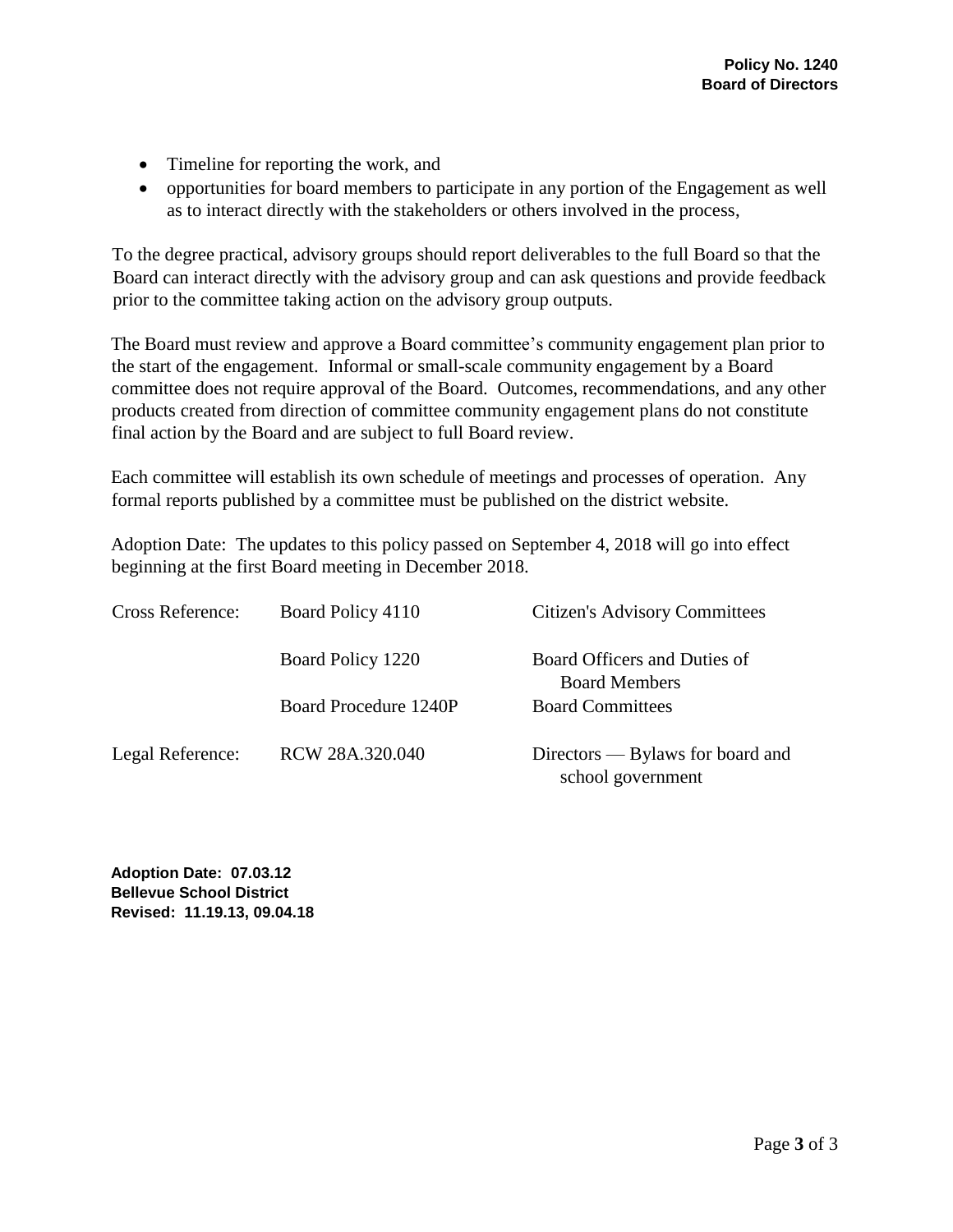- Timeline for reporting the work, and
- opportunities for board members to participate in any portion of the Engagement as well as to interact directly with the stakeholders or others involved in the process,

To the degree practical, advisory groups should report deliverables to the full Board so that the Board can interact directly with the advisory group and can ask questions and provide feedback prior to the committee taking action on the advisory group outputs.

The Board must review and approve a Board committee's community engagement plan prior to the start of the engagement. Informal or small-scale community engagement by a Board committee does not require approval of the Board. Outcomes, recommendations, and any other products created from direction of committee community engagement plans do not constitute final action by the Board and are subject to full Board review.

Each committee will establish its own schedule of meetings and processes of operation. Any formal reports published by a committee must be published on the district website.

Adoption Date: The updates to this policy passed on September 4, 2018 will go into effect beginning at the first Board meeting in December 2018.

| | | |
|---|---|---|
| Cross Reference: | Board Policy 4110 | Citizen's Advisory Committees |
| | Board Policy 1220 | Board Officers and Duties of Board Members |
| | Board Procedure 1240P | Board Committees |
| Legal Reference: | RCW 28A.320.040 | Directors — Bylaws for board and school government |

**Adoption Date: 07.03.12**
**Bellevue School District**
**Revised: 11.19.13, 09.04.18**